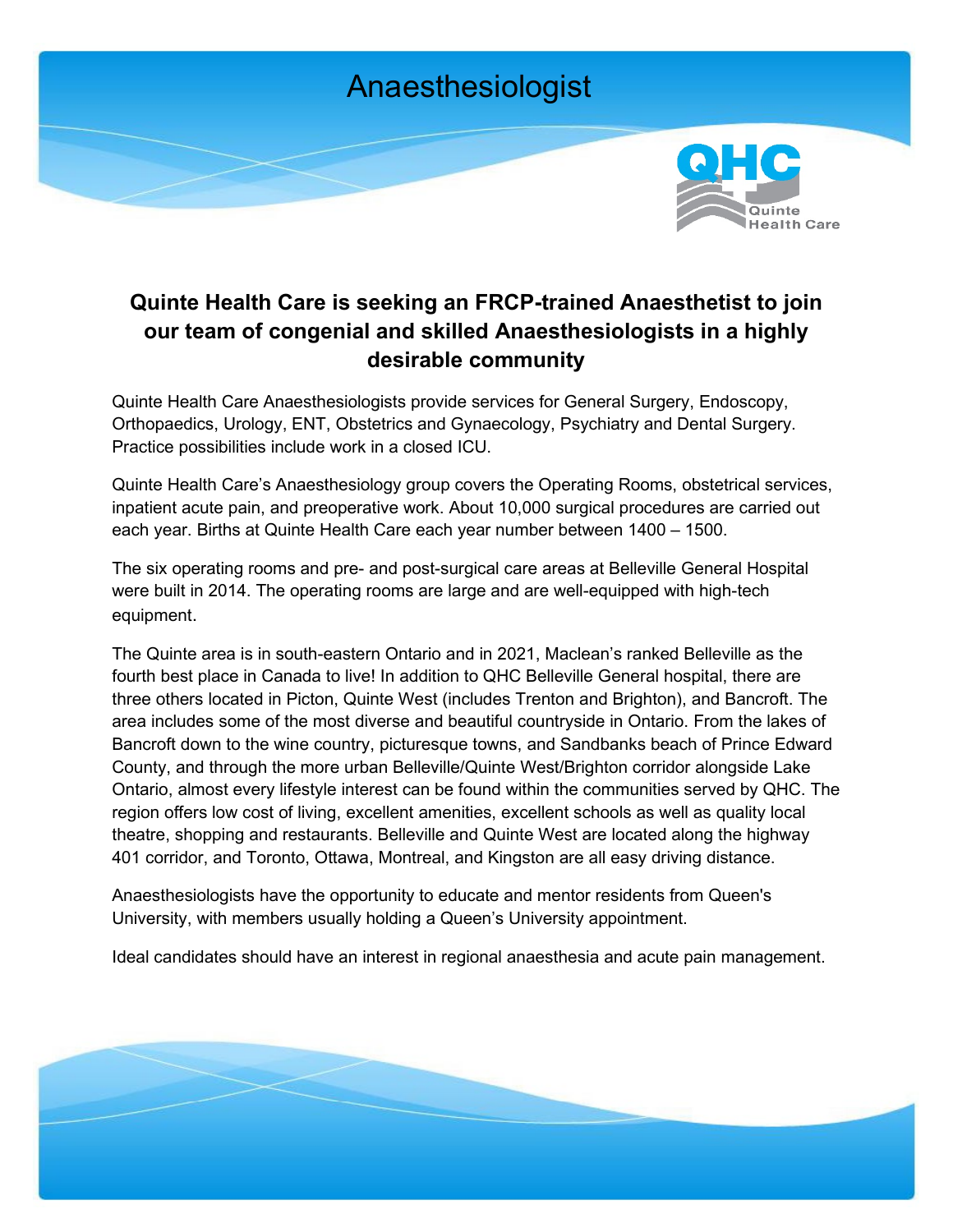# Anaesthesiologist

QHC Quinte Health Care

## Quinte Health Care is seeking an FRCP-trained Anaesthetist to join our team of congenial and skilled Anaesthesiologists in a highly desirable community

Quinte Health Care Anaesthesiologists provide services for General Surgery, Endoscopy, Orthopaedics, Urology, ENT, Obstetrics and Gynaecology, Psychiatry and Dental Surgery. Practice possibilities include work in a closed ICU.

Quinte Health Care's Anaesthesiology group covers the Operating Rooms, obstetrical services, inpatient acute pain, and preoperative work. About 10,000 surgical procedures are carried out each year. Births at Quinte Health Care each year number between 1400 – 1500.

The six operating rooms and pre- and post-surgical care areas at Belleville General Hospital were built in 2014. The operating rooms are large and are well-equipped with high-tech equipment.

The Quinte area is in south-eastern Ontario and in 2021, Maclean's ranked Belleville as the fourth best place in Canada to live! In addition to QHC Belleville General hospital, there are three others located in Picton, Quinte West (includes Trenton and Brighton), and Bancroft. The area includes some of the most diverse and beautiful countryside in Ontario. From the lakes of Bancroft down to the wine country, picturesque towns, and Sandbanks beach of Prince Edward County, and through the more urban Belleville/Quinte West/Brighton corridor alongside Lake Ontario, almost every lifestyle interest can be found within the communities served by QHC. The region offers low cost of living, excellent amenities, excellent schools as well as quality local theatre, shopping and restaurants. Belleville and Quinte West are located along the highway 401 corridor, and Toronto, Ottawa, Montreal, and Kingston are all easy driving distance.

Anaesthesiologists have the opportunity to educate and mentor residents from Queen's University, with members usually holding a Queen's University appointment.

Ideal candidates should have an interest in regional anaesthesia and acute pain management.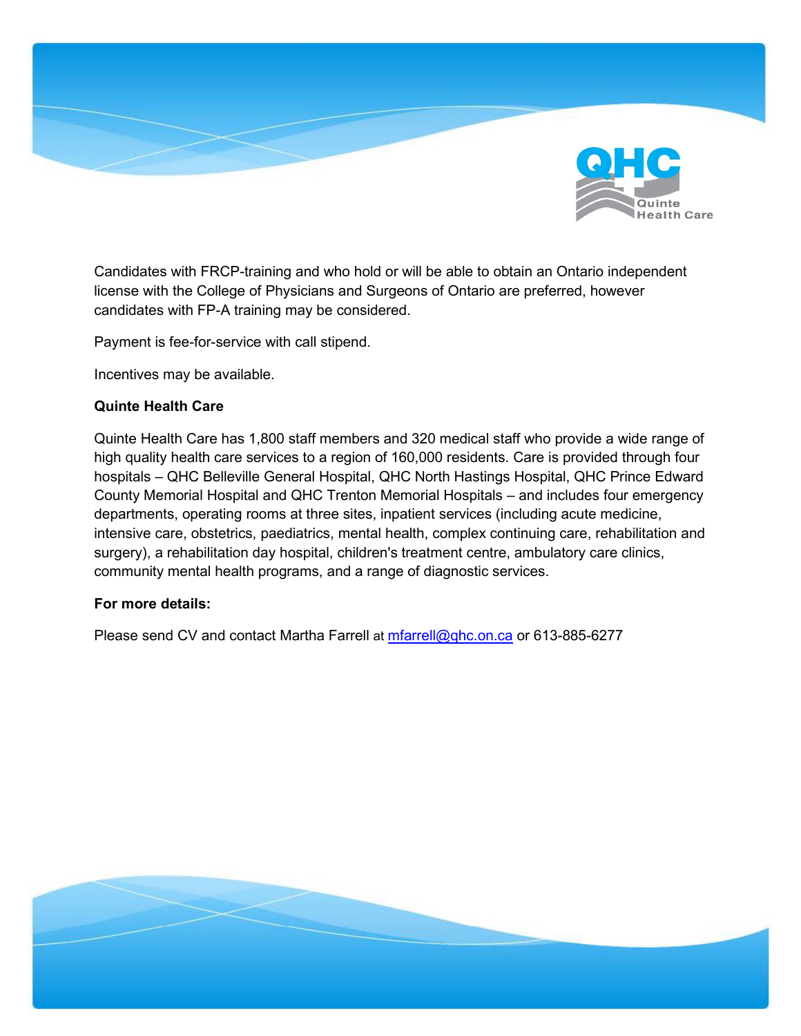Candidates with FRCP-training and who hold or will be able to obtain an Ontario independent license with the College of Physicians and Surgeons of Ontario are preferred, however candidates with FP-A training may be considered.

Payment is fee-for-service with call stipend.

Incentives may be available.

**Quinte Health Care**

Quinte Health Care has 1,800 staff members and 320 medical staff who provide a wide range of high quality health care services to a region of 160,000 residents. Care is provided through four hospitals – QHC Belleville General Hospital, QHC North Hastings Hospital, QHC Prince Edward County Memorial Hospital and QHC Trenton Memorial Hospitals – and includes four emergency departments, operating rooms at three sites, inpatient services (including acute medicine, intensive care, obstetrics, paediatrics, mental health, complex continuing care, rehabilitation and surgery), a rehabilitation day hospital, children's treatment centre, ambulatory care clinics, community mental health programs, and a range of diagnostic services.

**For more details:**

Please send CV and contact Martha Farrell at mfarrell@qhc.on.ca or 613-885-6277